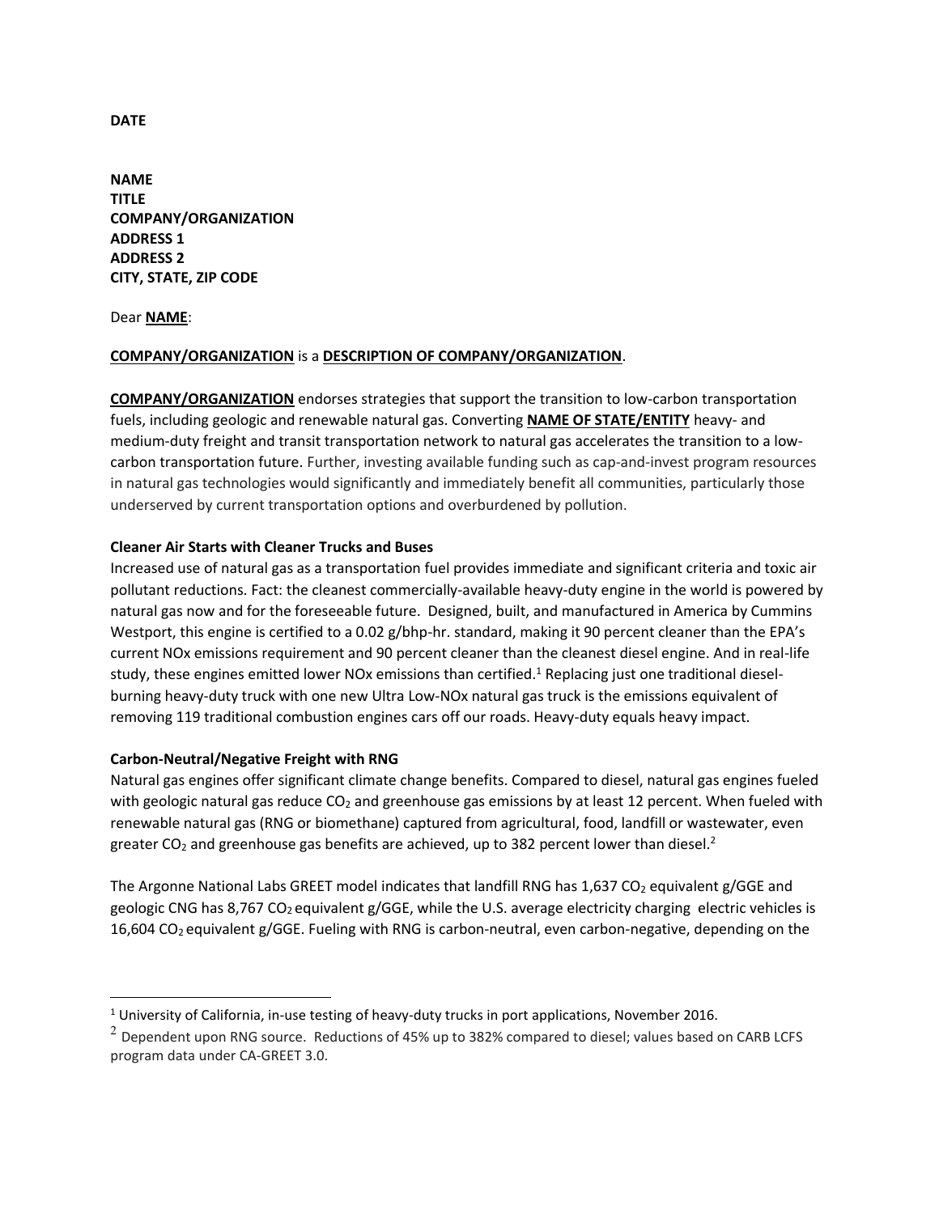**DATE**

**NAME**
**TITLE**
**COMPANY/ORGANIZATION**
**ADDRESS 1**
**ADDRESS 2**
**CITY, STATE, ZIP CODE**

Dear **NAME**:

**COMPANY/ORGANIZATION** is a **DESCRIPTION OF COMPANY/ORGANIZATION**.

**COMPANY/ORGANIZATION** endorses strategies that support the transition to low-carbon transportation fuels, including geologic and renewable natural gas. Converting **NAME OF STATE/ENTITY** heavy- and medium-duty freight and transit transportation network to natural gas accelerates the transition to a low-carbon transportation future. Further, investing available funding such as cap-and-invest program resources in natural gas technologies would significantly and immediately benefit all communities, particularly those underserved by current transportation options and overburdened by pollution.

**Cleaner Air Starts with Cleaner Trucks and Buses**

Increased use of natural gas as a transportation fuel provides immediate and significant criteria and toxic air pollutant reductions. Fact: the cleanest commercially-available heavy-duty engine in the world is powered by natural gas now and for the foreseeable future. Designed, built, and manufactured in America by Cummins Westport, this engine is certified to a 0.02 g/bhp-hr. standard, making it 90 percent cleaner than the EPA's current NOx emissions requirement and 90 percent cleaner than the cleanest diesel engine. And in real-life study, these engines emitted lower NOx emissions than certified.[1] Replacing just one traditional diesel-burning heavy-duty truck with one new Ultra Low-NOx natural gas truck is the emissions equivalent of removing 119 traditional combustion engines cars off our roads. Heavy-duty equals heavy impact.

**Carbon-Neutral/Negative Freight with RNG**

Natural gas engines offer significant climate change benefits. Compared to diesel, natural gas engines fueled with geologic natural gas reduce $CO_2$ and greenhouse gas emissions by at least 12 percent. When fueled with renewable natural gas (RNG or biomethane) captured from agricultural, food, landfill or wastewater, even greater $CO_2$ and greenhouse gas benefits are achieved, up to 382 percent lower than diesel.[2]

The Argonne National Labs GREET model indicates that landfill RNG has 1,637 $CO_2$ equivalent g/GGE and geologic CNG has 8,767 $CO_2$ equivalent g/GGE, while the U.S. average electricity charging electric vehicles is 16,604 $CO_2$ equivalent g/GGE. Fueling with RNG is carbon-neutral, even carbon-negative, depending on the

---

[1] University of California, in-use testing of heavy-duty trucks in port applications, November 2016.

[2] Dependent upon RNG source. Reductions of 45% up to 382% compared to diesel; values based on CARB LCFS program data under CA-GREET 3.0.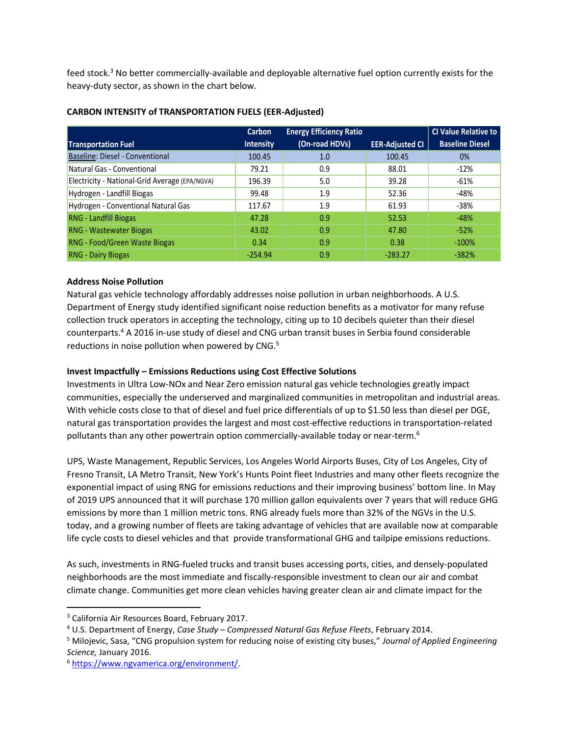feed stock.[3] No better commercially-available and deployable alternative fuel option currently exists for the heavy-duty sector, as shown in the chart below.

**CARBON INTENSITY of TRANSPORTATION FUELS (EER-Adjusted)**

| Transportation Fuel | Carbon Intensity | Energy Efficiency Ratio (On-road HDVs) | EER-Adjusted CI | CI Value Relative to Baseline Diesel |
|---|---|---|---|---|
| Baseline: Diesel - Conventional | 100.45 | 1.0 | 100.45 | 0% |
| Natural Gas - Conventional | 79.21 | 0.9 | 88.01 | -12% |
| Electricity - National-Grid Average (EPA/NGVA) | 196.39 | 5.0 | 39.28 | -61% |
| Hydrogen - Landfill Biogas | 99.48 | 1.9 | 52.36 | -48% |
| Hydrogen - Conventional Natural Gas | 117.67 | 1.9 | 61.93 | -38% |
| RNG - Landfill Biogas | 47.28 | 0.9 | 52.53 | -48% |
| RNG - Wastewater Biogas | 43.02 | 0.9 | 47.80 | -52% |
| RNG - Food/Green Waste Biogas | 0.34 | 0.9 | 0.38 | -100% |
| RNG - Dairy Biogas | -254.94 | 0.9 | -283.27 | -382% |

**Address Noise Pollution**

Natural gas vehicle technology affordably addresses noise pollution in urban neighborhoods. A U.S. Department of Energy study identified significant noise reduction benefits as a motivator for many refuse collection truck operators in accepting the technology, citing up to 10 decibels quieter than their diesel counterparts.[4] A 2016 in-use study of diesel and CNG urban transit buses in Serbia found considerable reductions in noise pollution when powered by CNG.[5]

**Invest Impactfully – Emissions Reductions using Cost Effective Solutions**

Investments in Ultra Low-NOx and Near Zero emission natural gas vehicle technologies greatly impact communities, especially the underserved and marginalized communities in metropolitan and industrial areas. With vehicle costs close to that of diesel and fuel price differentials of up to $1.50 less than diesel per DGE, natural gas transportation provides the largest and most cost-effective reductions in transportation-related pollutants than any other powertrain option commercially-available today or near-term.[6]

UPS, Waste Management, Republic Services, Los Angeles World Airports Buses, City of Los Angeles, City of Fresno Transit, LA Metro Transit, New York's Hunts Point fleet Industries and many other fleets recognize the exponential impact of using RNG for emissions reductions and their improving business' bottom line. In May of 2019 UPS announced that it will purchase 170 million gallon equivalents over 7 years that will reduce GHG emissions by more than 1 million metric tons. RNG already fuels more than 32% of the NGVs in the U.S. today, and a growing number of fleets are taking advantage of vehicles that are available now at comparable life cycle costs to diesel vehicles and that provide transformational GHG and tailpipe emissions reductions.

As such, investments in RNG-fueled trucks and transit buses accessing ports, cities, and densely-populated neighborhoods are the most immediate and fiscally-responsible investment to clean our air and combat climate change. Communities get more clean vehicles having greater clean air and climate impact for the

---

[3] California Air Resources Board, February 2017.

[4] U.S. Department of Energy, *Case Study – Compressed Natural Gas Refuse Fleets*, February 2014.

[5] Milojevic, Sasa, "CNG propulsion system for reducing noise of existing city buses," *Journal of Applied Engineering Science,* January 2016.

[6] https://www.ngvamerica.org/environment/.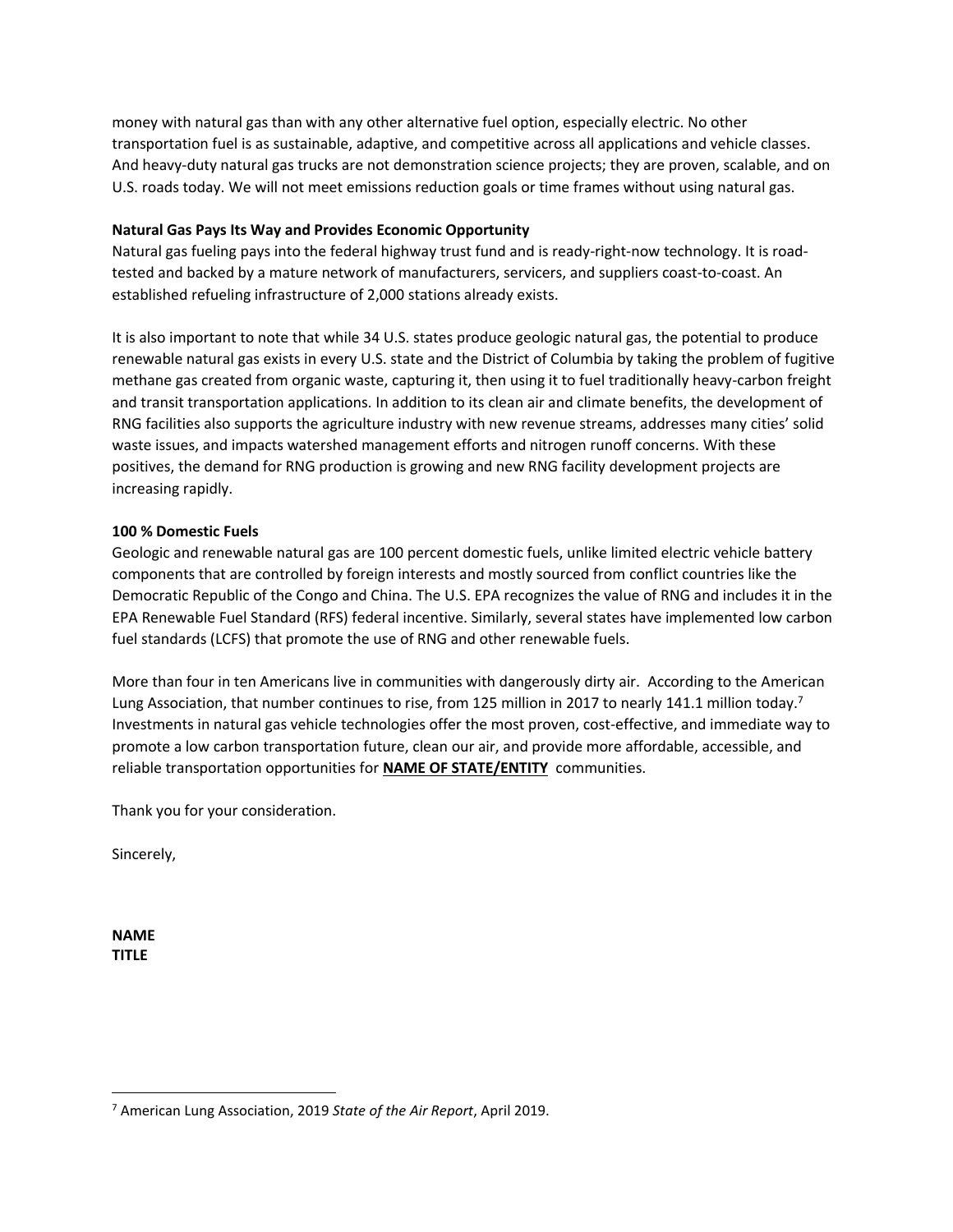money with natural gas than with any other alternative fuel option, especially electric. No other transportation fuel is as sustainable, adaptive, and competitive across all applications and vehicle classes. And heavy-duty natural gas trucks are not demonstration science projects; they are proven, scalable, and on U.S. roads today. We will not meet emissions reduction goals or time frames without using natural gas.

**Natural Gas Pays Its Way and Provides Economic Opportunity**

Natural gas fueling pays into the federal highway trust fund and is ready-right-now technology. It is road-tested and backed by a mature network of manufacturers, servicers, and suppliers coast-to-coast. An established refueling infrastructure of 2,000 stations already exists.

It is also important to note that while 34 U.S. states produce geologic natural gas, the potential to produce renewable natural gas exists in every U.S. state and the District of Columbia by taking the problem of fugitive methane gas created from organic waste, capturing it, then using it to fuel traditionally heavy-carbon freight and transit transportation applications. In addition to its clean air and climate benefits, the development of RNG facilities also supports the agriculture industry with new revenue streams, addresses many cities' solid waste issues, and impacts watershed management efforts and nitrogen runoff concerns. With these positives, the demand for RNG production is growing and new RNG facility development projects are increasing rapidly.

**100 % Domestic Fuels**

Geologic and renewable natural gas are 100 percent domestic fuels, unlike limited electric vehicle battery components that are controlled by foreign interests and mostly sourced from conflict countries like the Democratic Republic of the Congo and China. The U.S. EPA recognizes the value of RNG and includes it in the EPA Renewable Fuel Standard (RFS) federal incentive. Similarly, several states have implemented low carbon fuel standards (LCFS) that promote the use of RNG and other renewable fuels.

More than four in ten Americans live in communities with dangerously dirty air. According to the American Lung Association, that number continues to rise, from 125 million in 2017 to nearly 141.1 million today.[7] Investments in natural gas vehicle technologies offer the most proven, cost-effective, and immediate way to promote a low carbon transportation future, clean our air, and provide more affordable, accessible, and reliable transportation opportunities for **NAME OF STATE/ENTITY** communities.

Thank you for your consideration.

Sincerely,

**NAME**
**TITLE**

---

[7] American Lung Association, 2019 *State of the Air Report*, April 2019.